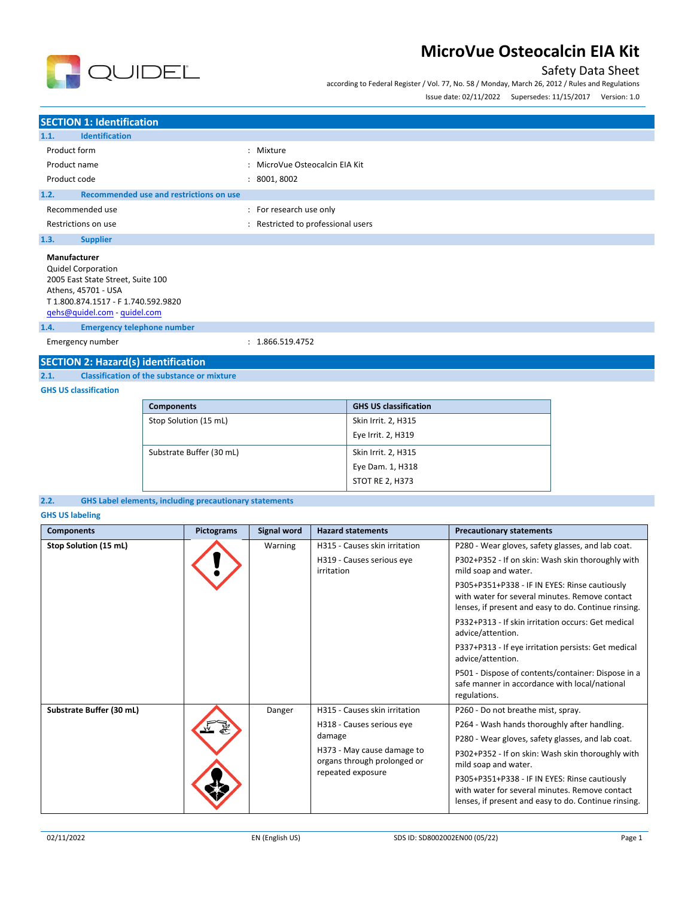# MicroVue Osteocalcin EIA Kit

Safety Data Sheet

according to Federal Register / Vol. 77, No. 58 / Monday, March 26, 2012 / Rules and Regulations

Issue date: 02/11/2022 Supersedes: 11/15/2017 Version: 1.0

## SECTION 1: Identification

### 1.1. Identification

| | | |
|---|---|---|
| Product form | : | Mixture |
| Product name | : | MicroVue Osteocalcin EIA Kit |
| Product code | : | 8001, 8002 |

### 1.2. Recommended use and restrictions on use

| | | |
|---|---|---|
| Recommended use | : | For research use only |
| Restrictions on use | : | Restricted to professional users |

### 1.3. Supplier

**Manufacturer**
Quidel Corporation
2005 East State Street, Suite 100
Athens, 45701 - USA
T 1.800.874.1517 - F 1.740.592.9820
qehs@quidel.com - quidel.com

### 1.4. Emergency telephone number

| | | |
|---|---|---|
| Emergency number | : | 1.866.519.4752 |

## SECTION 2: Hazard(s) identification

### 2.1. Classification of the substance or mixture

**GHS US classification**

| Components | GHS US classification |
|---|---|
| Stop Solution (15 mL) | Skin Irrit. 2, H315<br>Eye Irrit. 2, H319 |
| Substrate Buffer (30 mL) | Skin Irrit. 2, H315<br>Eye Dam. 1, H318<br>STOT RE 2, H373 |

### 2.2. GHS Label elements, including precautionary statements

**GHS US labeling**

| Components | Pictograms | Signal word | Hazard statements | Precautionary statements |
|---|---|---|---|---|
| **Stop Solution (15 mL)** | GHS07 | Warning | H315 - Causes skin irritation<br>H319 - Causes serious eye irritation | P280 - Wear gloves, safety glasses, and lab coat.<br>P302+P352 - If on skin: Wash skin thoroughly with mild soap and water.<br>P305+P351+P338 - IF IN EYES: Rinse cautiously with water for several minutes. Remove contact lenses, if present and easy to do. Continue rinsing.<br>P332+P313 - If skin irritation occurs: Get medical advice/attention.<br>P337+P313 - If eye irritation persists: Get medical advice/attention.<br>P501 - Dispose of contents/container: Dispose in a safe manner in accordance with local/national regulations. |
| **Substrate Buffer (30 mL)** | GHS05<br>GHS08 | Danger | H315 - Causes skin irritation<br>H318 - Causes serious eye damage<br>H373 - May cause damage to organs through prolonged or repeated exposure | P260 - Do not breathe mist, spray.<br>P264 - Wash hands thoroughly after handling.<br>P280 - Wear gloves, safety glasses, and lab coat.<br>P302+P352 - If on skin: Wash skin thoroughly with mild soap and water.<br>P305+P351+P338 - IF IN EYES: Rinse cautiously with water for several minutes. Remove contact lenses, if present and easy to do. Continue rinsing. |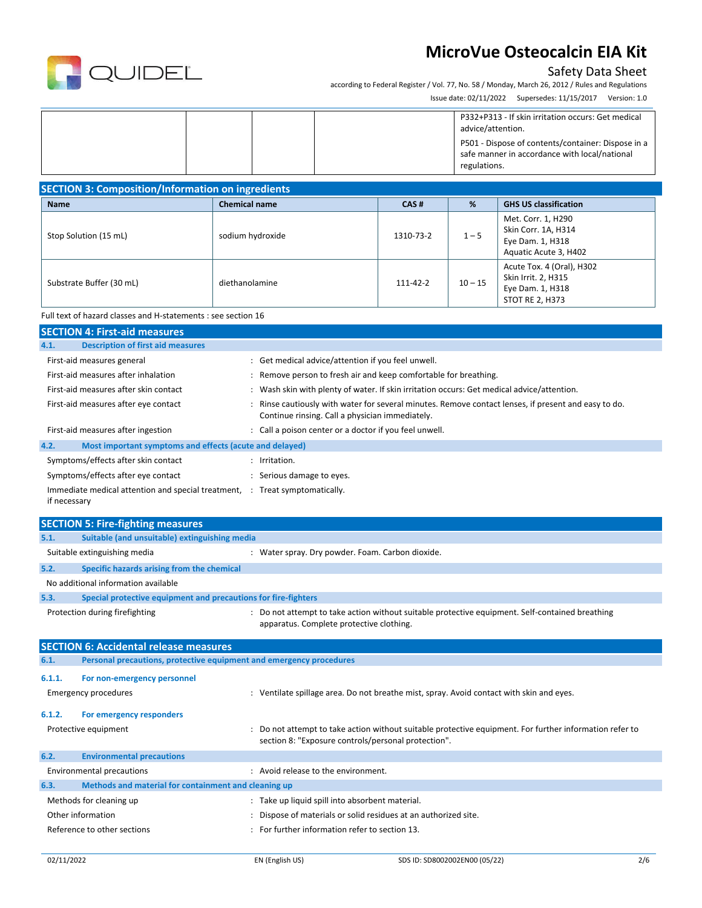| | | | | P332+P313 - If skin irritation occurs: Get medical advice/attention.<br>P501 - Dispose of contents/container: Dispose in a safe manner in accordance with local/national regulations. |
|---|---|---|---|---|

## SECTION 3: Composition/Information on ingredients

| Name | Chemical name | CAS # | % | GHS US classification |
|---|---|---|---|---|
| Stop Solution (15 mL) | sodium hydroxide | 1310-73-2 | 1 – 5 | Met. Corr. 1, H290<br>Skin Corr. 1A, H314<br>Eye Dam. 1, H318<br>Aquatic Acute 3, H402 |
| Substrate Buffer (30 mL) | diethanolamine | 111-42-2 | 10 – 15 | Acute Tox. 4 (Oral), H302<br>Skin Irrit. 2, H315<br>Eye Dam. 1, H318<br>STOT RE 2, H373 |

Full text of hazard classes and H-statements : see section 16

## SECTION 4: First-aid measures

### 4.1. Description of first aid measures

First-aid measures general : Get medical advice/attention if you feel unwell.

First-aid measures after inhalation : Remove person to fresh air and keep comfortable for breathing.

First-aid measures after skin contact : Wash skin with plenty of water. If skin irritation occurs: Get medical advice/attention.

First-aid measures after eye contact : Rinse cautiously with water for several minutes. Remove contact lenses, if present and easy to do. Continue rinsing. Call a physician immediately.

First-aid measures after ingestion : Call a poison center or a doctor if you feel unwell.

### 4.2. Most important symptoms and effects (acute and delayed)

Symptoms/effects after skin contact : Irritation.

Symptoms/effects after eye contact : Serious damage to eyes.

Immediate medical attention and special treatment, if necessary : Treat symptomatically.

## SECTION 5: Fire-fighting measures

### 5.1. Suitable (and unsuitable) extinguishing media

Suitable extinguishing media : Water spray. Dry powder. Foam. Carbon dioxide.

### 5.2. Specific hazards arising from the chemical

No additional information available

### 5.3. Special protective equipment and precautions for fire-fighters

Protection during firefighting : Do not attempt to take action without suitable protective equipment. Self-contained breathing apparatus. Complete protective clothing.

## SECTION 6: Accidental release measures

### 6.1. Personal precautions, protective equipment and emergency procedures

#### 6.1.1. For non-emergency personnel

Emergency procedures : Ventilate spillage area. Do not breathe mist, spray. Avoid contact with skin and eyes.

#### 6.1.2. For emergency responders

Protective equipment : Do not attempt to take action without suitable protective equipment. For further information refer to section 8: "Exposure controls/personal protection".

### 6.2. Environmental precautions

Environmental precautions : Avoid release to the environment.

### 6.3. Methods and material for containment and cleaning up

Methods for cleaning up : Take up liquid spill into absorbent material.

Other information : Dispose of materials or solid residues at an authorized site.

Reference to other sections : For further information refer to section 13.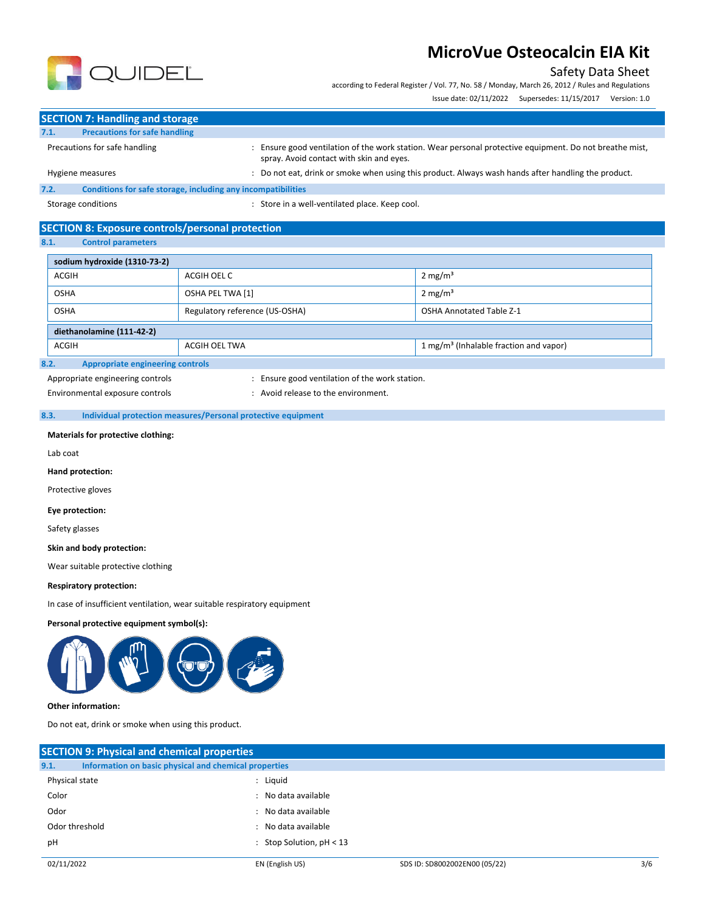## SECTION 7: Handling and storage

### 7.1. Precautions for safe handling

Precautions for safe handling : Ensure good ventilation of the work station. Wear personal protective equipment. Do not breathe mist, spray. Avoid contact with skin and eyes.

Hygiene measures : Do not eat, drink or smoke when using this product. Always wash hands after handling the product.

### 7.2. Conditions for safe storage, including any incompatibilities

Storage conditions : Store in a well-ventilated place. Keep cool.

## SECTION 8: Exposure controls/personal protection

### 8.1. Control parameters

| sodium hydroxide (1310-73-2) | | |
|---|---|---|
| ACGIH | ACGIH OEL C | 2 mg/m³ |
| OSHA | OSHA PEL TWA [1] | 2 mg/m³ |
| OSHA | Regulatory reference (US-OSHA) | OSHA Annotated Table Z-1 |

| diethanolamine (111-42-2) | | |
|---|---|---|
| ACGIH | ACGIH OEL TWA | 1 mg/m³ (Inhalable fraction and vapor) |

### 8.2. Appropriate engineering controls

Appropriate engineering controls : Ensure good ventilation of the work station.

Environmental exposure controls : Avoid release to the environment.

### 8.3. Individual protection measures/Personal protective equipment

**Materials for protective clothing:**

Lab coat

**Hand protection:**

Protective gloves

**Eye protection:**

Safety glasses

**Skin and body protection:**

Wear suitable protective clothing

**Respiratory protection:**

In case of insufficient ventilation, wear suitable respiratory equipment

**Personal protective equipment symbol(s):**

**Other information:**

Do not eat, drink or smoke when using this product.

## SECTION 9: Physical and chemical properties

### 9.1. Information on basic physical and chemical properties

Physical state : Liquid

Color : No data available

Odor : No data available

Odor threshold : No data available

pH : Stop Solution, pH < 13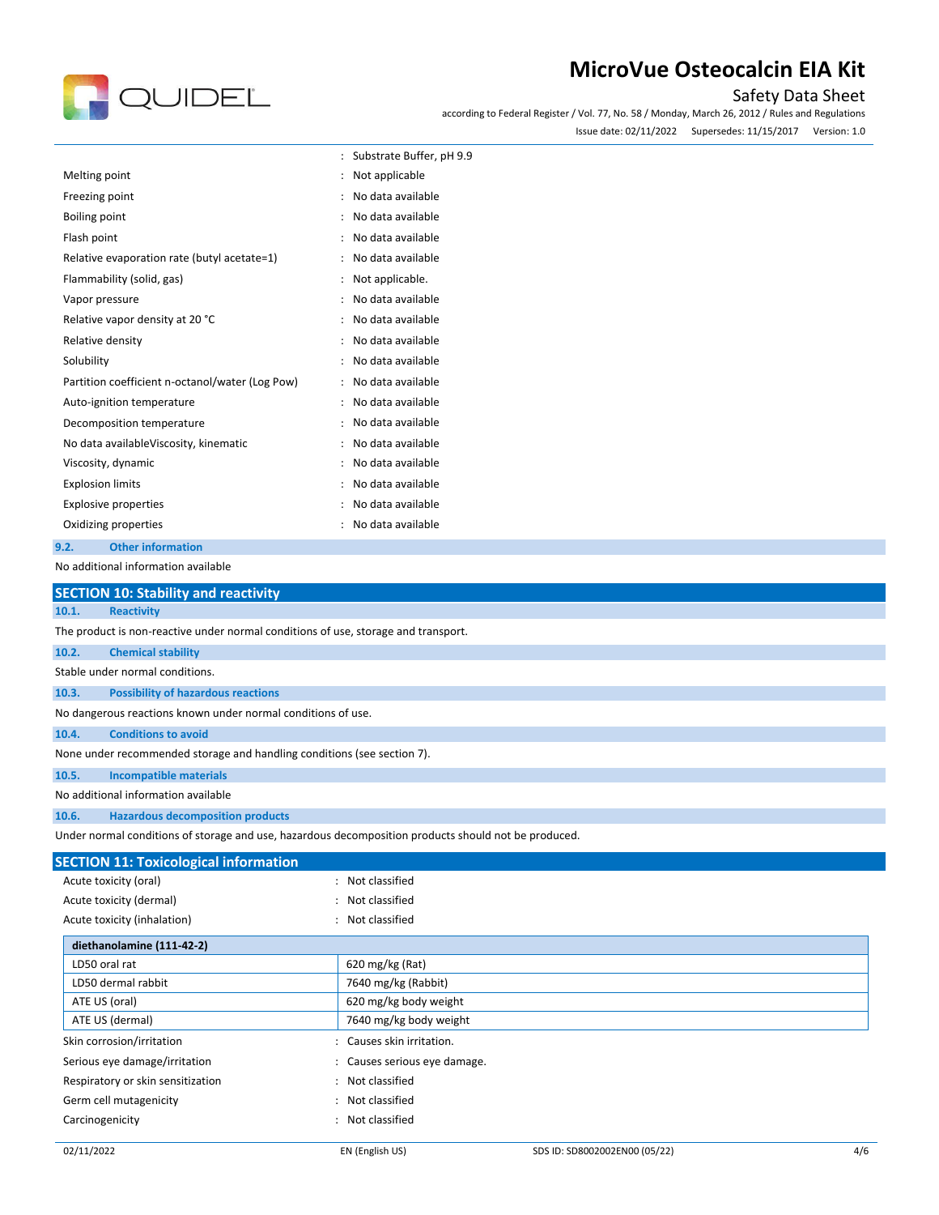| | | |
|---|---|---|
| | : | Substrate Buffer, pH 9.9 |
| Melting point | : | Not applicable |
| Freezing point | : | No data available |
| Boiling point | : | No data available |
| Flash point | : | No data available |
| Relative evaporation rate (butyl acetate=1) | : | No data available |
| Flammability (solid, gas) | : | Not applicable. |
| Vapor pressure | : | No data available |
| Relative vapor density at 20 °C | : | No data available |
| Relative density | : | No data available |
| Solubility | : | No data available |
| Partition coefficient n-octanol/water (Log Pow) | : | No data available |
| Auto-ignition temperature | : | No data available |
| Decomposition temperature | : | No data available |
| No data availableViscosity, kinematic | : | No data available |
| Viscosity, dynamic | : | No data available |
| Explosion limits | : | No data available |
| Explosive properties | : | No data available |
| Oxidizing properties | : | No data available |

### 9.2. Other information

No additional information available

## SECTION 10: Stability and reactivity

### 10.1. Reactivity

The product is non-reactive under normal conditions of use, storage and transport.

### 10.2. Chemical stability

Stable under normal conditions.

### 10.3. Possibility of hazardous reactions

No dangerous reactions known under normal conditions of use.

### 10.4. Conditions to avoid

None under recommended storage and handling conditions (see section 7).

### 10.5. Incompatible materials

No additional information available

### 10.6. Hazardous decomposition products

Under normal conditions of storage and use, hazardous decomposition products should not be produced.

## SECTION 11: Toxicological information

| | | |
|---|---|---|
| Acute toxicity (oral) | : | Not classified |
| Acute toxicity (dermal) | : | Not classified |
| Acute toxicity (inhalation) | : | Not classified |

| **diethanolamine (111-42-2)** | |
|---|---|
| LD50 oral rat | 620 mg/kg (Rat) |
| LD50 dermal rabbit | 7640 mg/kg (Rabbit) |
| ATE US (oral) | 620 mg/kg body weight |
| ATE US (dermal) | 7640 mg/kg body weight |

| | | |
|---|---|---|
| Skin corrosion/irritation | : | Causes skin irritation. |
| Serious eye damage/irritation | : | Causes serious eye damage. |
| Respiratory or skin sensitization | : | Not classified |
| Germ cell mutagenicity | : | Not classified |
| Carcinogenicity | : | Not classified |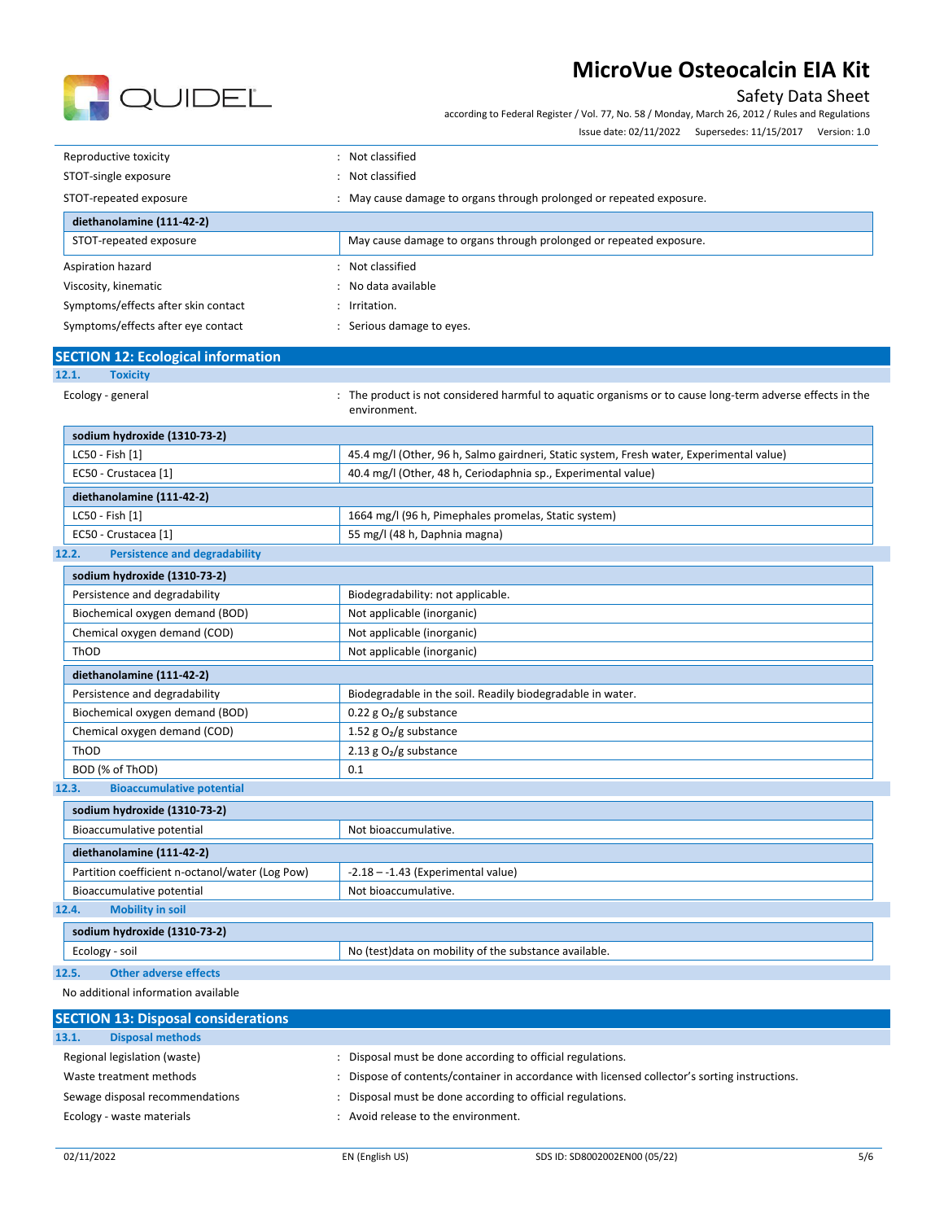| | |
|---|---|
| Reproductive toxicity | : Not classified |
| STOT-single exposure | : Not classified |
| STOT-repeated exposure | : May cause damage to organs through prolonged or repeated exposure. |

| diethanolamine (111-42-2) | |
|---|---|
| STOT-repeated exposure | May cause damage to organs through prolonged or repeated exposure. |

| | |
|---|---|
| Aspiration hazard | : Not classified |
| Viscosity, kinematic | : No data available |
| Symptoms/effects after skin contact | : Irritation. |
| Symptoms/effects after eye contact | : Serious damage to eyes. |

## SECTION 12: Ecological information

### 12.1. Toxicity

Ecology - general : The product is not considered harmful to aquatic organisms or to cause long-term adverse effects in the environment.

| sodium hydroxide (1310-73-2) | |
|---|---|
| LC50 - Fish [1] | 45.4 mg/l (Other, 96 h, Salmo gairdneri, Static system, Fresh water, Experimental value) |
| EC50 - Crustacea [1] | 40.4 mg/l (Other, 48 h, Ceriodaphnia sp., Experimental value) |

| diethanolamine (111-42-2) | |
|---|---|
| LC50 - Fish [1] | 1664 mg/l (96 h, Pimephales promelas, Static system) |
| EC50 - Crustacea [1] | 55 mg/l (48 h, Daphnia magna) |

### 12.2. Persistence and degradability

| sodium hydroxide (1310-73-2) | |
|---|---|
| Persistence and degradability | Biodegradability: not applicable. |
| Biochemical oxygen demand (BOD) | Not applicable (inorganic) |
| Chemical oxygen demand (COD) | Not applicable (inorganic) |
| ThOD | Not applicable (inorganic) |

| diethanolamine (111-42-2) | |
|---|---|
| Persistence and degradability | Biodegradable in the soil. Readily biodegradable in water. |
| Biochemical oxygen demand (BOD) | 0.22 g $O_2$/g substance |
| Chemical oxygen demand (COD) | 1.52 g $O_2$/g substance |
| ThOD | 2.13 g $O_2$/g substance |
| BOD (% of ThOD) | 0.1 |

### 12.3. Bioaccumulative potential

| sodium hydroxide (1310-73-2) | |
|---|---|
| Bioaccumulative potential | Not bioaccumulative. |

| diethanolamine (111-42-2) | |
|---|---|
| Partition coefficient n-octanol/water (Log Pow) | -2.18 – -1.43 (Experimental value) |
| Bioaccumulative potential | Not bioaccumulative. |

### 12.4. Mobility in soil

| sodium hydroxide (1310-73-2) | |
|---|---|
| Ecology - soil | No (test)data on mobility of the substance available. |

### 12.5. Other adverse effects

No additional information available

## SECTION 13: Disposal considerations

### 13.1. Disposal methods

| | |
|---|---|
| Regional legislation (waste) | : Disposal must be done according to official regulations. |
| Waste treatment methods | : Dispose of contents/container in accordance with licensed collector's sorting instructions. |
| Sewage disposal recommendations | : Disposal must be done according to official regulations. |
| Ecology - waste materials | : Avoid release to the environment. |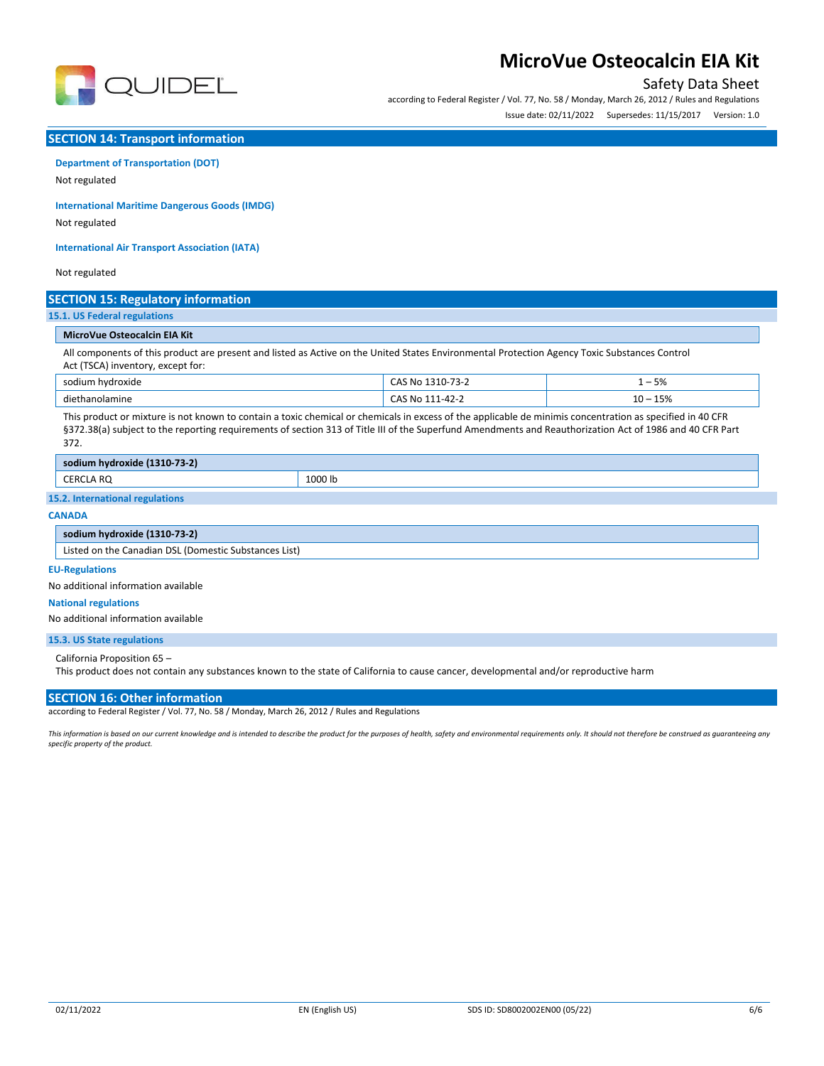## SECTION 14: Transport information

**Department of Transportation (DOT)**

Not regulated

**International Maritime Dangerous Goods (IMDG)**

Not regulated

**International Air Transport Association (IATA)**

Not regulated

## SECTION 15: Regulatory information

### 15.1. US Federal regulations

**MicroVue Osteocalcin EIA Kit**

All components of this product are present and listed as Active on the United States Environmental Protection Agency Toxic Substances Control Act (TSCA) inventory, except for:

| | | |
|---|---|---|
| sodium hydroxide | CAS No 1310-73-2 | 1 – 5% |
| diethanolamine | CAS No 111-42-2 | 10 – 15% |

This product or mixture is not known to contain a toxic chemical or chemicals in excess of the applicable de minimis concentration as specified in 40 CFR §372.38(a) subject to the reporting requirements of section 313 of Title III of the Superfund Amendments and Reauthorization Act of 1986 and 40 CFR Part 372.

| sodium hydroxide (1310-73-2) | |
|---|---|
| CERCLA RQ | 1000 lb |

### 15.2. International regulations

**CANADA**

| sodium hydroxide (1310-73-2) |
|---|
| Listed on the Canadian DSL (Domestic Substances List) |

**EU-Regulations**

No additional information available

**National regulations**

No additional information available

### 15.3. US State regulations

California Proposition 65 –
This product does not contain any substances known to the state of California to cause cancer, developmental and/or reproductive harm

## SECTION 16: Other information

according to Federal Register / Vol. 77, No. 58 / Monday, March 26, 2012 / Rules and Regulations

*This information is based on our current knowledge and is intended to describe the product for the purposes of health, safety and environmental requirements only. It should not therefore be construed as guaranteeing any specific property of the product.*